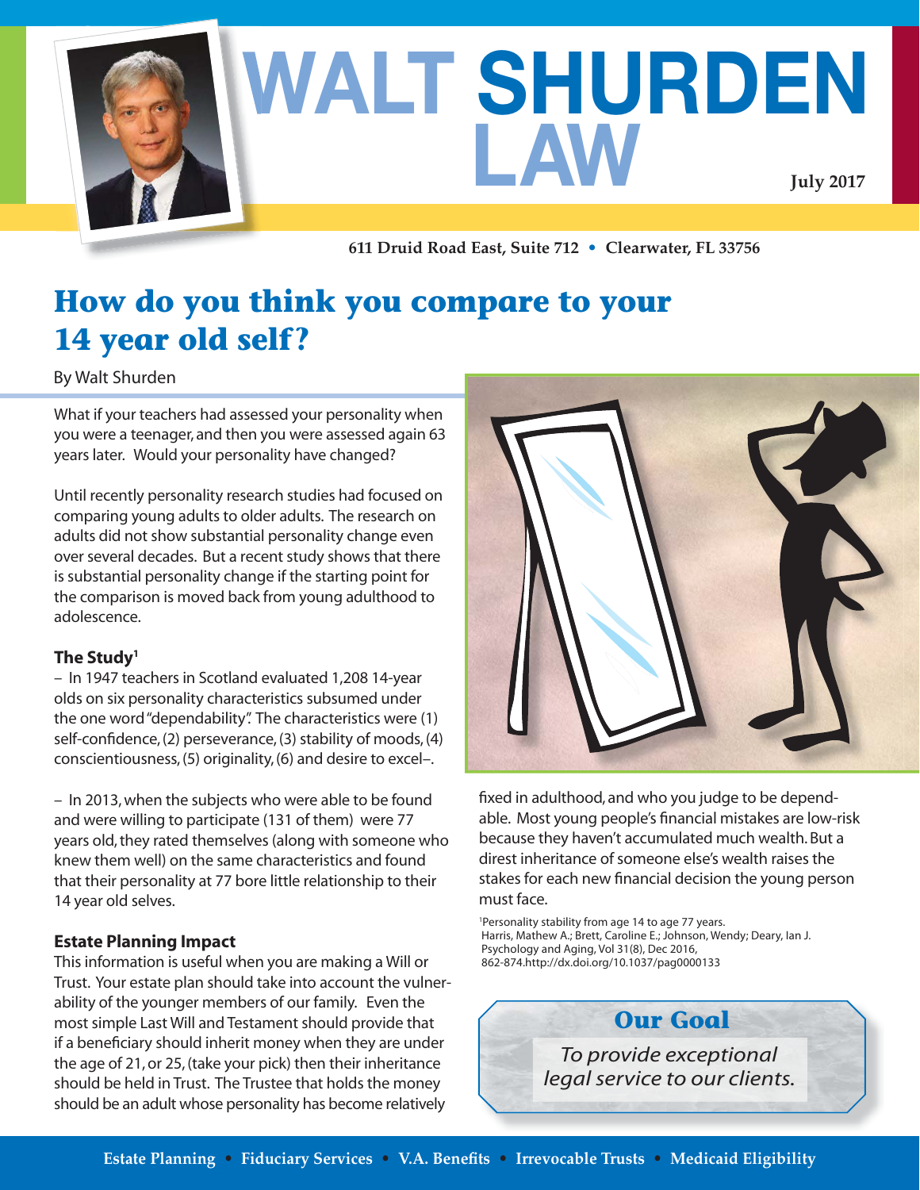# WALT SHURDEN LAW

July 2017

611 Druid Road East, Suite 712 • Clearwater, FL 33756

## How do you think you compare to your 14 year old self?

By Walt Shurden

What if your teachers had assessed your personality when you were a teenager, and then you were assessed again 63 years later. Would your personality have changed?

Until recently personality research studies had focused on comparing young adults to older adults. The research on adults did not show substantial personality change even over several decades. But a recent study shows that there is substantial personality change if the starting point for the comparison is moved back from young adulthood to adolescence.

### The Study[1]

– In 1947 teachers in Scotland evaluated 1,208 14-year olds on six personality characteristics subsumed under the one word "dependability". The characteristics were (1) self-confidence, (2) perseverance, (3) stability of moods, (4) conscientiousness, (5) originality, (6) and desire to excel–.

– In 2013, when the subjects who were able to be found and were willing to participate (131 of them) were 77 years old, they rated themselves (along with someone who knew them well) on the same characteristics and found that their personality at 77 bore little relationship to their 14 year old selves.

### Estate Planning Impact

This information is useful when you are making a Will or Trust. Your estate plan should take into account the vulnerability of the younger members of our family. Even the most simple Last Will and Testament should provide that if a beneficiary should inherit money when they are under the age of 21, or 25, (take your pick) then their inheritance should be held in Trust. The Trustee that holds the money should be an adult whose personality has become relatively fixed in adulthood, and who you judge to be dependable. Most young people's financial mistakes are low-risk because they haven't accumulated much wealth. But a direst inheritance of someone else's wealth raises the stakes for each new financial decision the young person must face.

[1]Personality stability from age 14 to age 77 years.
Harris, Mathew A.; Brett, Caroline E.; Johnson, Wendy; Deary, Ian J.
Psychology and Aging, Vol 31(8), Dec 2016,
862-874.http://dx.doi.org/10.1037/pag0000133

### Our Goal

*To provide exceptional legal service to our clients.*

Estate Planning • Fiduciary Services • V.A. Benefits • Irrevocable Trusts • Medicaid Eligibility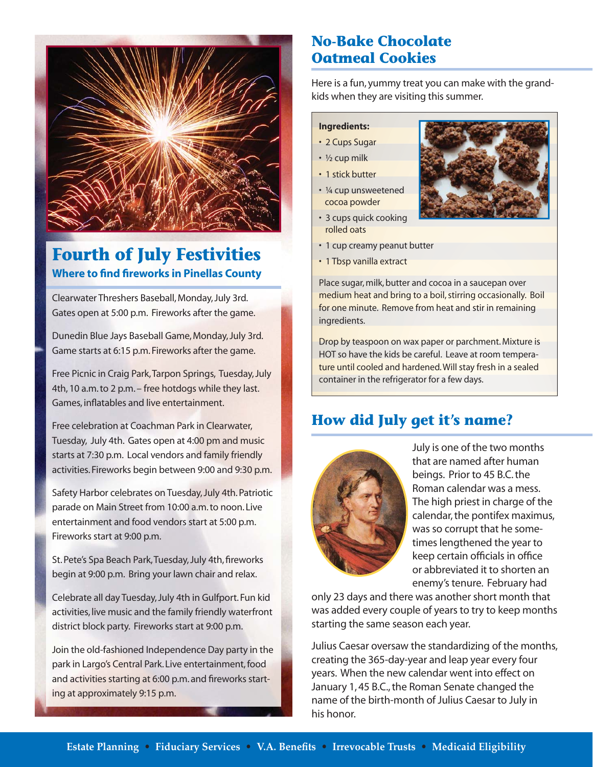## Fourth of July Festivities

### Where to find fireworks in Pinellas County

Clearwater Threshers Baseball, Monday, July 3rd. Gates open at 5:00 p.m. Fireworks after the game.

Dunedin Blue Jays Baseball Game, Monday, July 3rd. Game starts at 6:15 p.m. Fireworks after the game.

Free Picnic in Craig Park, Tarpon Springs, Tuesday, July 4th, 10 a.m. to 2 p.m. – free hotdogs while they last. Games, inflatables and live entertainment.

Free celebration at Coachman Park in Clearwater, Tuesday, July 4th. Gates open at 4:00 pm and music starts at 7:30 p.m. Local vendors and family friendly activities. Fireworks begin between 9:00 and 9:30 p.m.

Safety Harbor celebrates on Tuesday, July 4th. Patriotic parade on Main Street from 10:00 a.m. to noon. Live entertainment and food vendors start at 5:00 p.m. Fireworks start at 9:00 p.m.

St. Pete's Spa Beach Park, Tuesday, July 4th, fireworks begin at 9:00 p.m. Bring your lawn chair and relax.

Celebrate all day Tuesday, July 4th in Gulfport. Fun kid activities, live music and the family friendly waterfront district block party. Fireworks start at 9:00 p.m.

Join the old-fashioned Independence Day party in the park in Largo's Central Park. Live entertainment, food and activities starting at 6:00 p.m. and fireworks starting at approximately 9:15 p.m.

## No-Bake Chocolate Oatmeal Cookies

Here is a fun, yummy treat you can make with the grandkids when they are visiting this summer.

**Ingredients:**

- 2 Cups Sugar
- ½ cup milk
- 1 stick butter
- ¼ cup unsweetened cocoa powder
- 3 cups quick cooking rolled oats
- 1 cup creamy peanut butter
- 1 Tbsp vanilla extract

Place sugar, milk, butter and cocoa in a saucepan over medium heat and bring to a boil, stirring occasionally. Boil for one minute. Remove from heat and stir in remaining ingredients.

Drop by teaspoon on wax paper or parchment. Mixture is HOT so have the kids be careful. Leave at room temperature until cooled and hardened. Will stay fresh in a sealed container in the refrigerator for a few days.

## How did July get it's name?

July is one of the two months that are named after human beings. Prior to 45 B.C. the Roman calendar was a mess. The high priest in charge of the calendar, the pontifex maximus, was so corrupt that he sometimes lengthened the year to keep certain officials in office or abbreviated it to shorten an enemy's tenure. February had only 23 days and there was another short month that was added every couple of years to try to keep months starting the same season each year.

Julius Caesar oversaw the standardizing of the months, creating the 365-day-year and leap year every four years. When the new calendar went into effect on January 1, 45 B.C., the Roman Senate changed the name of the birth-month of Julius Caesar to July in his honor.

**Estate Planning • Fiduciary Services • V.A. Benefits • Irrevocable Trusts • Medicaid Eligibility**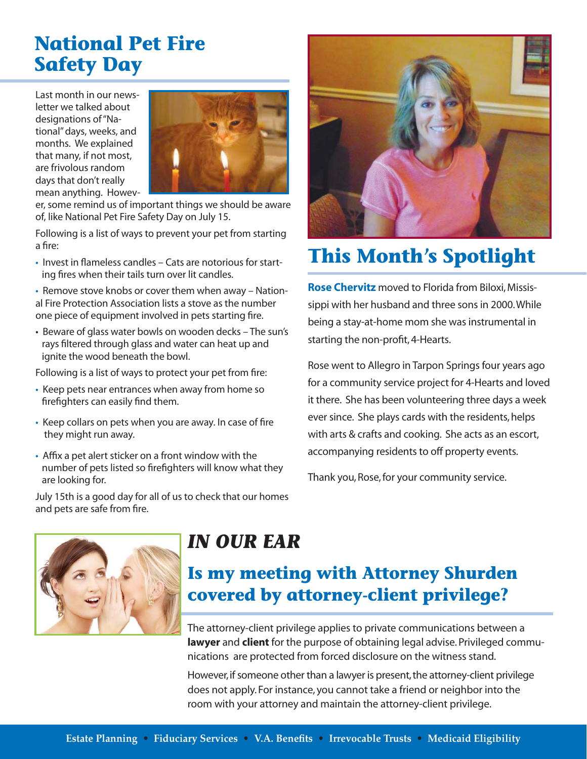## National Pet Fire Safety Day

Last month in our newsletter we talked about designations of "National" days, weeks, and months. We explained that many, if not most, are frivolous random days that don't really mean anything. However, some remind us of important things we should be aware of, like National Pet Fire Safety Day on July 15.

Following is a list of ways to prevent your pet from starting a fire:

- Invest in flameless candles – Cats are notorious for starting fires when their tails turn over lit candles.
- Remove stove knobs or cover them when away – National Fire Protection Association lists a stove as the number one piece of equipment involved in pets starting fire.
- Beware of glass water bowls on wooden decks – The sun's rays filtered through glass and water can heat up and ignite the wood beneath the bowl.

Following is a list of ways to protect your pet from fire:

- Keep pets near entrances when away from home so firefighters can easily find them.
- Keep collars on pets when you are away. In case of fire they might run away.
- Affix a pet alert sticker on a front window with the number of pets listed so firefighters will know what they are looking for.

July 15th is a good day for all of us to check that our homes and pets are safe from fire.

## This Month's Spotlight

**Rose Chervitz** moved to Florida from Biloxi, Mississippi with her husband and three sons in 2000. While being a stay-at-home mom she was instrumental in starting the non-profit, 4-Hearts.

Rose went to Allegro in Tarpon Springs four years ago for a community service project for 4-Hearts and loved it there. She has been volunteering three days a week ever since. She plays cards with the residents, helps with arts & crafts and cooking. She acts as an escort, accompanying residents to off property events.

Thank you, Rose, for your community service.

## *IN OUR EAR*

### Is my meeting with Attorney Shurden covered by attorney-client privilege?

The attorney-client privilege applies to private communications between a **lawyer** and **client** for the purpose of obtaining legal advise. Privileged communications are protected from forced disclosure on the witness stand.

However, if someone other than a lawyer is present, the attorney-client privilege does not apply. For instance, you cannot take a friend or neighbor into the room with your attorney and maintain the attorney-client privilege.

**Estate Planning • Fiduciary Services • V.A. Benefits • Irrevocable Trusts • Medicaid Eligibility**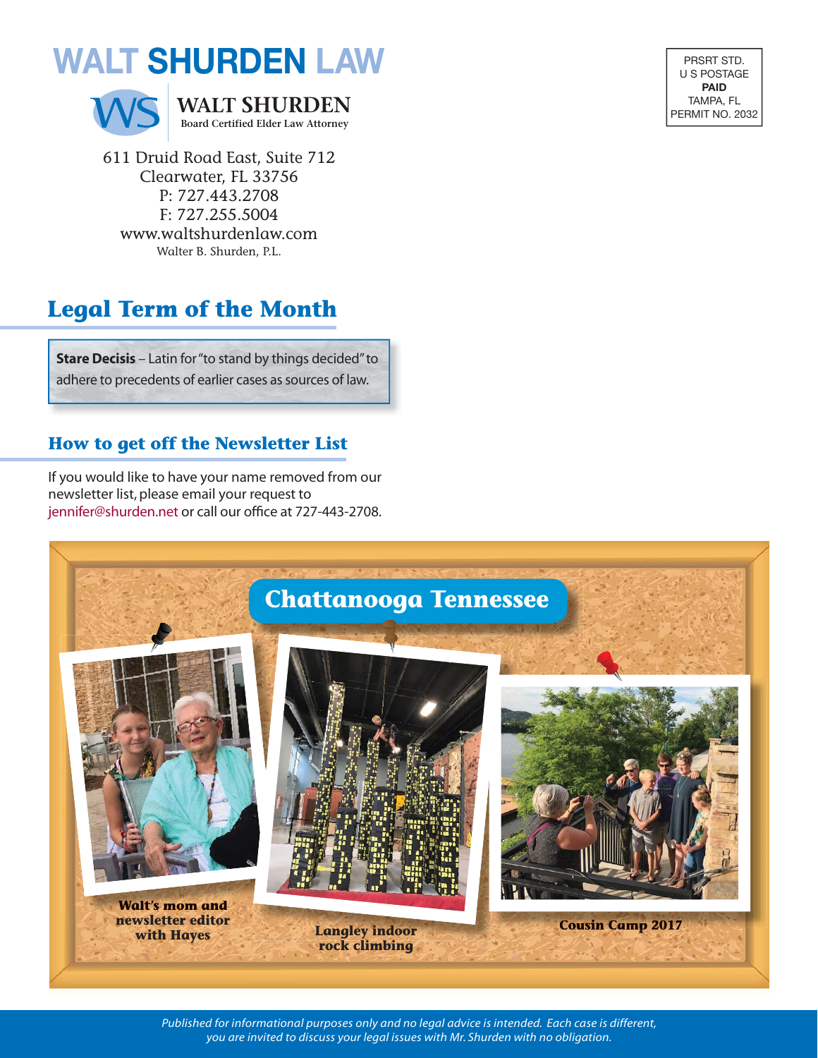# WALT SHURDEN LAW

**WALT SHURDEN**
Board Certified Elder Law Attorney

611 Druid Road East, Suite 712
Clearwater, FL 33756
P: 727.443.2708
F: 727.255.5004
www.waltshurdenlaw.com
Walter B. Shurden, P.L.

PRSRT STD.
U S POSTAGE
**PAID**
TAMPA, FL
PERMIT NO. 2032

## Legal Term of the Month

**Stare Decisis** – Latin for "to stand by things decided" to adhere to precedents of earlier cases as sources of law.

### How to get off the Newsletter List

If you would like to have your name removed from our newsletter list, please email your request to jennifer@shurden.net or call our office at 727-443-2708.

## Chattanooga Tennessee

Walt's mom and newsletter editor with Hayes

Langley indoor rock climbing

Cousin Camp 2017

*Published for informational purposes only and no legal advice is intended. Each case is different, you are invited to discuss your legal issues with Mr. Shurden with no obligation.*